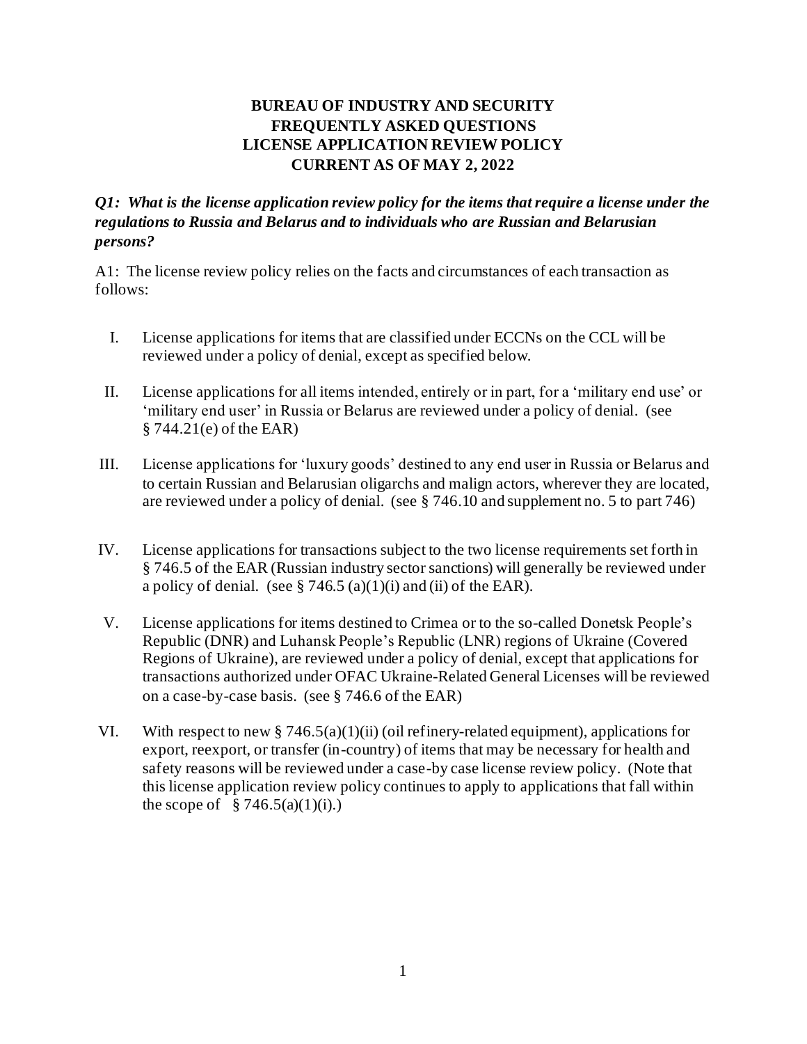# BUREAU OF INDUSTRY AND SECURITY
# FREQUENTLY ASKED QUESTIONS
# LICENSE APPLICATION REVIEW POLICY
# CURRENT AS OF MAY 2, 2022

***Q1: What is the license application review policy for the items that require a license under the regulations to Russia and Belarus and to individuals who are Russian and Belarusian persons?***

A1: The license review policy relies on the facts and circumstances of each transaction as follows:

I. License applications for items that are classified under ECCNs on the CCL will be reviewed under a policy of denial, except as specified below.

II. License applications for all items intended, entirely or in part, for a 'military end use' or 'military end user' in Russia or Belarus are reviewed under a policy of denial. (see § 744.21(e) of the EAR)

III. License applications for 'luxury goods' destined to any end user in Russia or Belarus and to certain Russian and Belarusian oligarchs and malign actors, wherever they are located, are reviewed under a policy of denial. (see § 746.10 and supplement no. 5 to part 746)

IV. License applications for transactions subject to the two license requirements set forth in § 746.5 of the EAR (Russian industry sector sanctions) will generally be reviewed under a policy of denial. (see § 746.5 (a)(1)(i) and (ii) of the EAR).

V. License applications for items destined to Crimea or to the so-called Donetsk People's Republic (DNR) and Luhansk People's Republic (LNR) regions of Ukraine (Covered Regions of Ukraine), are reviewed under a policy of denial, except that applications for transactions authorized under OFAC Ukraine-Related General Licenses will be reviewed on a case-by-case basis. (see § 746.6 of the EAR)

VI. With respect to new § 746.5(a)(1)(ii) (oil refinery-related equipment), applications for export, reexport, or transfer (in-country) of items that may be necessary for health and safety reasons will be reviewed under a case-by case license review policy. (Note that this license application review policy continues to apply to applications that fall within the scope of § 746.5(a)(1)(i).)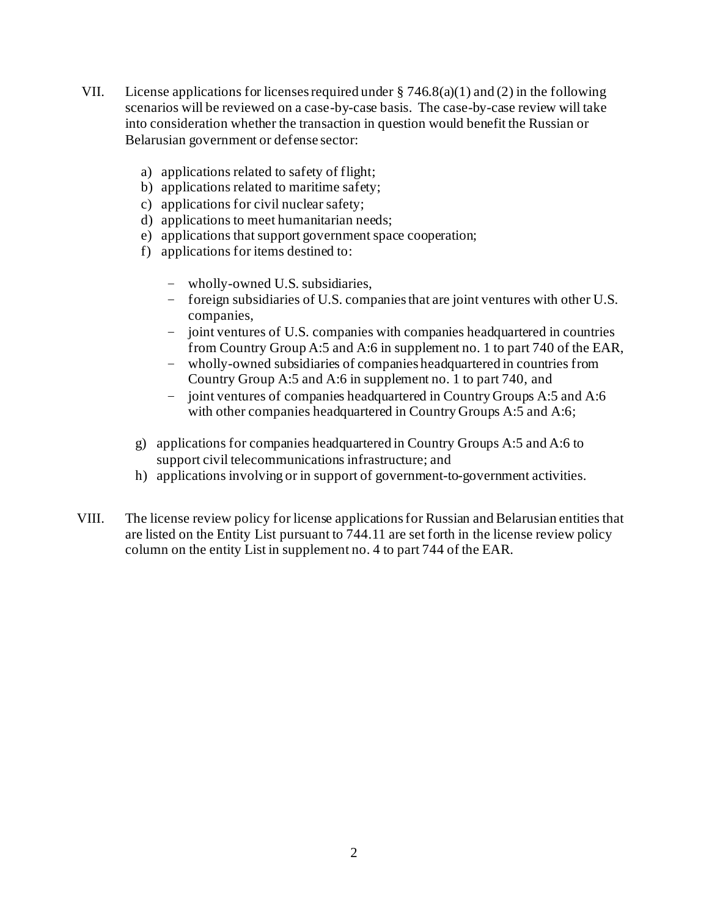VII. License applications for licenses required under § 746.8(a)(1) and (2) in the following scenarios will be reviewed on a case-by-case basis. The case-by-case review will take into consideration whether the transaction in question would benefit the Russian or Belarusian government or defense sector:

   a) applications related to safety of flight;
   b) applications related to maritime safety;
   c) applications for civil nuclear safety;
   d) applications to meet humanitarian needs;
   e) applications that support government space cooperation;
   f) applications for items destined to:

      - wholly-owned U.S. subsidiaries,
      - foreign subsidiaries of U.S. companies that are joint ventures with other U.S. companies,
      - joint ventures of U.S. companies with companies headquartered in countries from Country Group A:5 and A:6 in supplement no. 1 to part 740 of the EAR,
      - wholly-owned subsidiaries of companies headquartered in countries from Country Group A:5 and A:6 in supplement no. 1 to part 740, and
      - joint ventures of companies headquartered in Country Groups A:5 and A:6 with other companies headquartered in Country Groups A:5 and A:6;

   g) applications for companies headquartered in Country Groups A:5 and A:6 to support civil telecommunications infrastructure; and
   h) applications involving or in support of government-to-government activities.

VIII. The license review policy for license applications for Russian and Belarusian entities that are listed on the Entity List pursuant to 744.11 are set forth in the license review policy column on the entity List in supplement no. 4 to part 744 of the EAR.